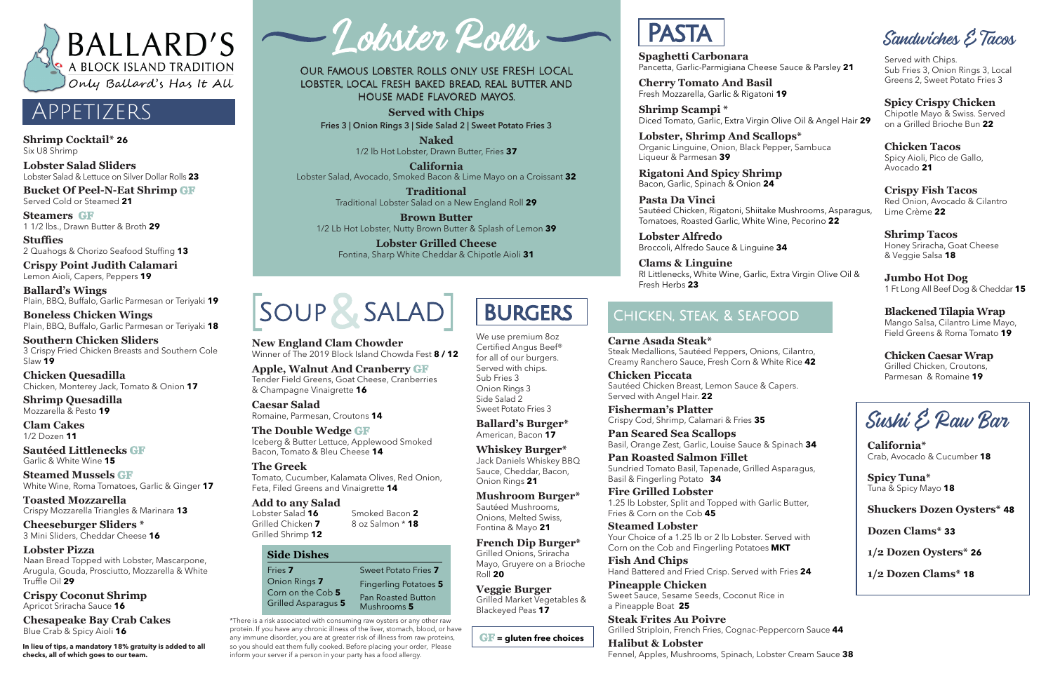# BALLARD'S

A BLOCK ISLAND TRADITION

*Only Ballard's Has It All*

## APPETIZERS

**Shrimp Cocktail\* 26**
Six U8 Shrimp

**Lobster Salad Sliders**
Lobster Salad & Lettuce on Silver Dollar Rolls **23**

**Bucket Of Peel-N-Eat Shrimp GF**
Served Cold or Steamed **21**

**Steamers GF**
1 1/2 lbs., Drawn Butter & Broth **29**

**Stuffies**
2 Quahogs & Chorizo Seafood Stuffing **13**

**Crispy Point Judith Calamari**
Lemon Aioli, Capers, Peppers **19**

**Ballard's Wings**
Plain, BBQ, Buffalo, Garlic Parmesan or Teriyaki **19**

**Boneless Chicken Wings**
Plain, BBQ, Buffalo, Garlic Parmesan or Teriyaki **18**

**Southern Chicken Sliders**
3 Crispy Fried Chicken Breasts and Southern Cole Slaw **19**

**Chicken Quesadilla**
Chicken, Monterey Jack, Tomato & Onion **17**

**Shrimp Quesadilla**
Mozzarella & Pesto **19**

**Clam Cakes**
1/2 Dozen **11**

**Sautéed Littlenecks GF**
Garlic & White Wine **15**

**Steamed Mussels GF**
White Wine, Roma Tomatoes, Garlic & Ginger **17**

**Toasted Mozzarella**
Crispy Mozzarella Triangles & Marinara **13**

**Cheeseburger Sliders \***
3 Mini Sliders, Cheddar Cheese **16**

**Lobster Pizza**
Naan Bread Topped with Lobster, Mascarpone, Arugula, Gouda, Prosciutto, Mozzarella & White Truffle Oil **29**

**Crispy Coconut Shrimp**
Apricot Sriracha Sauce **16**

**Chesapeake Bay Crab Cakes**
Blue Crab & Spicy Aioli **16**

**In lieu of tips, a mandatory 18% gratuity is added to all checks, all of which goes to our team.**

## Lobster Rolls

OUR FAMOUS LOBSTER ROLLS ONLY USE FRESH LOCAL LOBSTER, LOCAL FRESH BAKED BREAD, REAL BUTTER AND HOUSE MADE FLAVORED MAYOS.

**Served with Chips**
**Fries 3 | Onion Rings 3 | Side Salad 2 | Sweet Potato Fries 3**

**Naked**
1/2 lb Hot Lobster, Drawn Butter, Fries **37**

**California**
Lobster Salad, Avocado, Smoked Bacon & Lime Mayo on a Croissant **32**

**Traditional**
Traditional Lobster Salad on a New England Roll **29**

**Brown Butter**
1/2 Lb Hot Lobster, Nutty Brown Butter & Splash of Lemon **39**

**Lobster Grilled Cheese**
Fontina, Sharp White Cheddar & Chipotle Aioli **31**

## SOUP & SALAD

**New England Clam Chowder**
Winner of The 2019 Block Island Chowda Fest **8 / 12**

**Apple, Walnut And Cranberry GF**
Tender Field Greens, Goat Cheese, Cranberries & Champagne Vinaigrette **16**

**Caesar Salad**
Romaine, Parmesan, Croutons **14**

**The Double Wedge GF**
Iceberg & Butter Lettuce, Applewood Smoked Bacon, Tomato & Bleu Cheese **14**

**The Greek**
Tomato, Cucumber, Kalamata Olives, Red Onion, Feta, Filed Greens and Vinaigrette **14**

**Add to any Salad**
Lobster Salad **16**
Grilled Chicken **7**
Grilled Shrimp **12**
Smoked Bacon **2**
8 oz Salmon \* **18**

### Side Dishes

| | |
|---|---|
| Fries **7** | Sweet Potato Fries **7** |
| Onion Rings **7** | Fingerling Potatoes **5** |
| Corn on the Cob **5** | Pan Roasted Button Mushrooms **5** |
| Grilled Asparagus **5** | |

\*There is a risk associated with consuming raw oysters or any other raw protein. If you have any chronic illness of the liver, stomach, blood, or have any immune disorder, you are at greater risk of illness from raw proteins, so you should eat them fully cooked. Before placing your order, Please inform your server if a person in your party has a food allergy.

## BURGERS

We use premium 8oz Certified Angus Beef® for all of our burgers. Served with chips.
Sub Fries 3
Onion Rings 3
Side Salad 2
Sweet Potato Fries 3

**Ballard's Burger\***
American, Bacon **17**

**Whiskey Burger\***
Jack Daniels Whiskey BBQ Sauce, Cheddar, Bacon, Onion Rings **21**

**Mushroom Burger\***
Sautéed Mushrooms, Onions, Melted Swiss, Fontina & Mayo **21**

**French Dip Burger\***
Grilled Onions, Sriracha Mayo, Gruyere on a Brioche Roll **20**

**Veggie Burger**
Grilled Market Vegetables & Blackeyed Peas **17**

**GF = gluten free choices**

## PASTA

**Spaghetti Carbonara**
Pancetta, Garlic-Parmigiana Cheese Sauce & Parsley **21**

**Cherry Tomato And Basil**
Fresh Mozzarella, Garlic & Rigatoni **19**

**Shrimp Scampi \***
Diced Tomato, Garlic, Extra Virgin Olive Oil & Angel Hair **29**

**Lobster, Shrimp And Scallops\***
Organic Linguine, Onion, Black Pepper, Sambuca Liqueur & Parmesan **39**

**Rigatoni And Spicy Shrimp**
Bacon, Garlic, Spinach & Onion **24**

**Pasta Da Vinci**
Sautéed Chicken, Rigatoni, Shiitake Mushrooms, Asparagus, Tomatoes, Roasted Garlic, White Wine, Pecorino **22**

**Lobster Alfredo**
Broccoli, Alfredo Sauce & Linguine **34**

**Clams & Linguine**
RI Littlenecks, White Wine, Garlic, Extra Virgin Olive Oil & Fresh Herbs **23**

## CHICKEN, STEAK, & SEAFOOD

**Carne Asada Steak\***
Steak Medallions, Sautéed Peppers, Onions, Cilantro, Creamy Ranchero Sauce, Fresh Corn & White Rice **42**

**Chicken Piccata**
Sautéed Chicken Breast, Lemon Sauce & Capers. Served with Angel Hair. **22**

**Fisherman's Platter**
Crispy Cod, Shrimp, Calamari & Fries **35**

**Pan Seared Sea Scallops**
Basil, Orange Zest, Garlic, Louise Sauce & Spinach **34**

**Pan Roasted Salmon Fillet**
Sundried Tomato Basil, Tapenade, Grilled Asparagus, Basil & Fingerling Potato **34**

**Fire Grilled Lobster**
1.25 lb Lobster, Split and Topped with Garlic Butter, Fries & Corn on the Cob **45**

**Steamed Lobster**
Your Choice of a 1.25 lb or 2 lb Lobster. Served with Corn on the Cob and Fingerling Potatoes **MKT**

**Fish And Chips**
Hand Battered and Fried Crisp. Served with Fries **24**

**Pineapple Chicken**
Sweet Sauce, Sesame Seeds, Coconut Rice in a Pineapple Boat **25**

**Steak Frites Au Poivre**
Grilled Striploin, French Fries, Cognac-Peppercorn Sauce **44**

**Halibut & Lobster**
Fennel, Apples, Mushrooms, Spinach, Lobster Cream Sauce **38**

## Sandwiches & Tacos

Served with Chips.
Sub Fries 3, Onion Rings 3, Local Greens 2, Sweet Potato Fries 3

**Spicy Crispy Chicken**
Chipotle Mayo & Swiss. Served on a Grilled Brioche Bun **22**

**Chicken Tacos**
Spicy Aioli, Pico de Gallo, Avocado **21**

**Crispy Fish Tacos**
Red Onion, Avocado & Cilantro Lime Crème **22**

**Shrimp Tacos**
Honey Sriracha, Goat Cheese & Veggie Salsa **18**

**Jumbo Hot Dog**
1 Ft Long All Beef Dog & Cheddar **15**

**Blackened Tilapia Wrap**
Mango Salsa, Cilantro Lime Mayo, Field Greens & Roma Tomato **19**

**Chicken Caesar Wrap**
Grilled Chicken, Croutons, Parmesan & Romaine **19**

## Sushi & Raw Bar

**California\***
Crab, Avocado & Cucumber **18**

**Spicy Tuna\***
Tuna & Spicy Mayo **18**

**Shuckers Dozen Oysters\* 48**

**Dozen Clams\* 33**

**1/2 Dozen Oysters\* 26**

**1/2 Dozen Clams\* 18**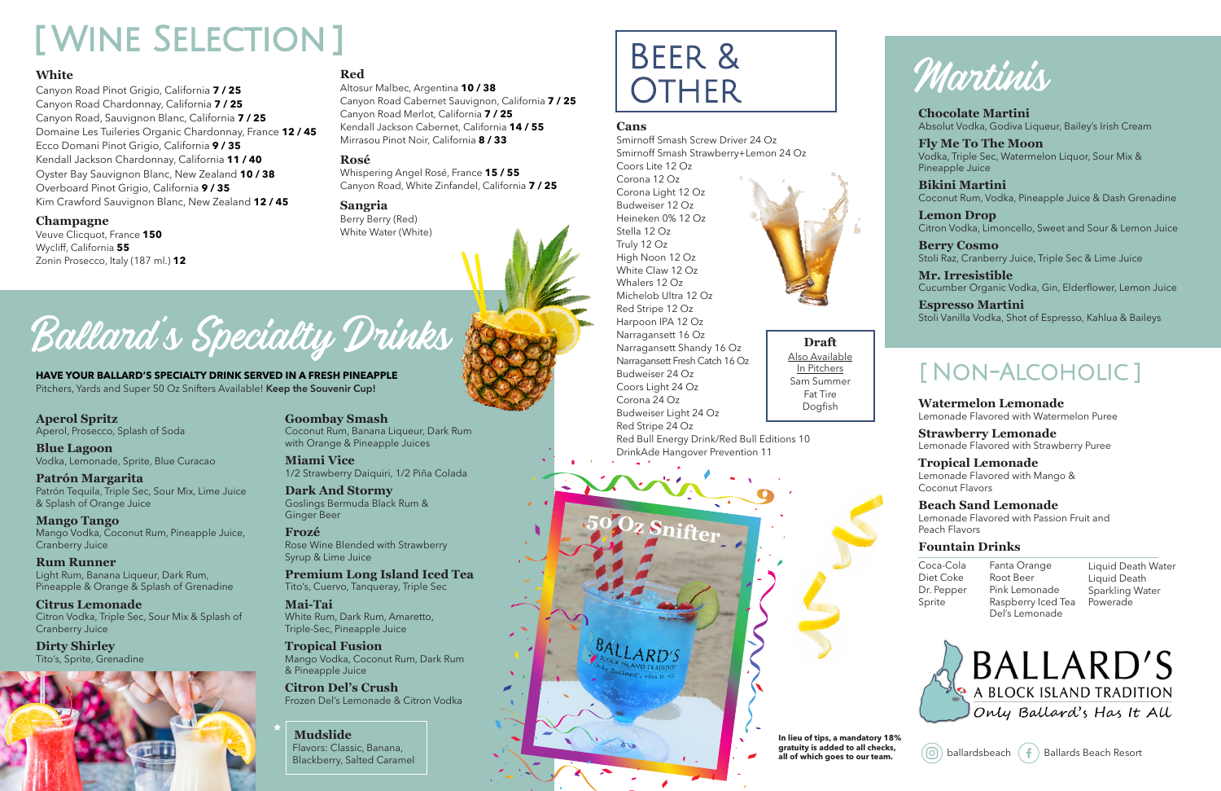# [ Wine Selection ]

## White

Canyon Road Pinot Grigio, California **7 / 25**
Canyon Road Chardonnay, California **7 / 25**
Canyon Road, Sauvignon Blanc, California **7 / 25**
Domaine Les Tuileries Organic Chardonnay, France **12 / 45**
Ecco Domani Pinot Grigio, California **9 / 35**
Kendall Jackson Chardonnay, California **11 / 40**
Oyster Bay Sauvignon Blanc, New Zealand **10 / 38**
Overboard Pinot Grigio, California **9 / 35**
Kim Crawford Sauvignon Blanc, New Zealand **12 / 45**

## Champagne

Veuve Clicquot, France **150**
Wycliff, California **55**
Zonin Prosecco, Italy (187 ml.) **12**

## Red

Altosur Malbec, Argentina **10 / 38**
Canyon Road Cabernet Sauvignon, California **7 / 25**
Canyon Road Merlot, California **7 / 25**
Kendall Jackson Cabernet, California **14 / 55**
Mirrasou Pinot Noir, California **8 / 33**

## Rosé

Whispering Angel Rosé, France **15 / 55**
Canyon Road, White Zinfandel, California **7 / 25**

## Sangria

Berry Berry (Red)
White Water (White)

# Ballard's Specialty Drinks

**HAVE YOUR BALLARD'S SPECIALTY DRINK SERVED IN A FRESH PINEAPPLE**
Pitchers, Yards and Super 50 Oz Snifters Available! **Keep the Souvenir Cup!**

**Aperol Spritz**
Aperol, Prosecco, Splash of Soda

**Blue Lagoon**
Vodka, Lemonade, Sprite, Blue Curacao

**Patrón Margarita**
Patrón Tequila, Triple Sec, Sour Mix, Lime Juice & Splash of Orange Juice

**Mango Tango**
Mango Vodka, Coconut Rum, Pineapple Juice, Cranberry Juice

**Rum Runner**
Light Rum, Banana Liqueur, Dark Rum, Pineapple & Orange & Splash of Grenadine

**Citrus Lemonade**
Citron Vodka, Triple Sec, Sour Mix & Splash of Cranberry Juice

**Dirty Shirley**
Tito's, Sprite, Grenadine

**Goombay Smash**
Coconut Rum, Banana Liqueur, Dark Rum with Orange & Pineapple Juices

**Miami Vice**
1/2 Strawberry Daiquiri, 1/2 Piña Colada

**Dark And Stormy**
Goslings Bermuda Black Rum & Ginger Beer

**Frozé**
Rose Wine Blended with Strawberry Syrup & Lime Juice

**Premium Long Island Iced Tea**
Tito's, Cuervo, Tanqueray, Triple Sec

**Mai-Tai**
White Rum, Dark Rum, Amaretto, Triple-Sec, Pineapple Juice

**Tropical Fusion**
Mango Vodka, Coconut Rum, Dark Rum & Pineapple Juice

**Citron Del's Crush**
Frozen Del's Lemonade & Citron Vodka

**Mudslide**
Flavors: Classic, Banana, Blackberry, Salted Caramel

50 Oz Snifter

# Beer & Other

## Cans

Smirnoff Smash Screw Driver 24 Oz
Smirnoff Smash Strawberry+Lemon 24 Oz
Coors Lite 12 Oz
Corona 12 Oz
Corona Light 12 Oz
Budweiser 12 Oz
Heineken 0% 12 Oz
Stella 12 Oz
Truly 12 Oz
High Noon 12 Oz
White Claw 12 Oz
Whalers 12 Oz
Michelob Ultra 12 Oz
Red Stripe 12 Oz
Harpoon IPA 12 Oz
Narragansett 16 Oz
Narragansett Shandy 16 Oz
Narragansett Fresh Catch 16 Oz
Budweiser 24 Oz
Coors Light 24 Oz
Corona 24 Oz
Budweiser Light 24 Oz
Red Stripe 24 Oz
Red Bull Energy Drink/Red Bull Editions 10
DrinkAde Hangover Prevention 11

## Draft

Also Available In Pitchers

Sam Summer
Fat Tire
Dogfish

**In lieu of tips, a mandatory 18% gratuity is added to all checks, all of which goes to our team.**

# Martinis

**Chocolate Martini**
Absolut Vodka, Godiva Liqueur, Bailey's Irish Cream

**Fly Me To The Moon**
Vodka, Triple Sec, Watermelon Liquor, Sour Mix & Pineapple Juice

**Bikini Martini**
Coconut Rum, Vodka, Pineapple Juice & Dash Grenadine

**Lemon Drop**
Citron Vodka, Limoncello, Sweet and Sour & Lemon Juice

**Berry Cosmo**
Stoli Raz, Cranberry Juice, Triple Sec & Lime Juice

**Mr. Irresistible**
Cucumber Organic Vodka, Gin, Elderflower, Lemon Juice

**Espresso Martini**
Stoli Vanilla Vodka, Shot of Espresso, Kahlua & Baileys

# [ Non-Alcoholic ]

**Watermelon Lemonade**
Lemonade Flavored with Watermelon Puree

**Strawberry Lemonade**
Lemonade Flavored with Strawberry Puree

**Tropical Lemonade**
Lemonade Flavored with Mango & Coconut Flavors

**Beach Sand Lemonade**
Lemonade Flavored with Passion Fruit and Peach Flavors

## Fountain Drinks

| | | |
|---|---|---|
| Coca-Cola | Fanta Orange | Liquid Death Water |
| Diet Coke | Root Beer | Liquid Death Sparkling Water |
| Dr. Pepper | Pink Lemonade | Powerade |
| Sprite | Raspberry Iced Tea | |
| | Del's Lemonade | |

BALLARD'S
A BLOCK ISLAND TRADITION
Only Ballard's Has It All

ballardsbeach | Ballards Beach Resort